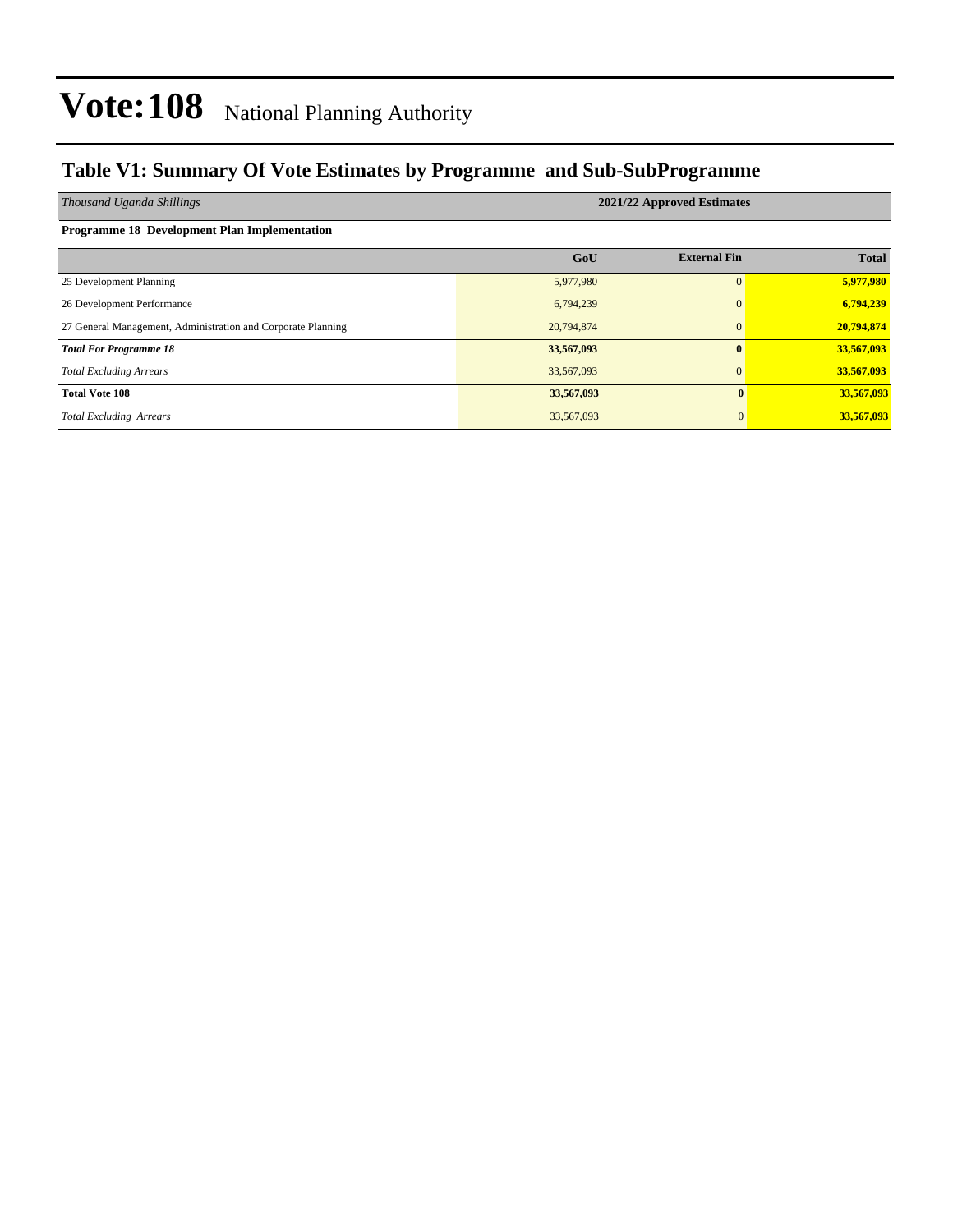# Vote:108 National Planning Authority

## Table V1: Summary Of Vote Estimates by Programme and Sub-SubProgramme

| *Thousand Uganda Shillings* | 2021/22 Approved Estimates | | |
|---|---|---|---|
| **Programme 18 Development Plan Implementation** | | | |
| | **GoU** | **External Fin** | **Total** |
| 25 Development Planning | 5,977,980 | 0 | **5,977,980** |
| 26 Development Performance | 6,794,239 | 0 | **6,794,239** |
| 27 General Management, Administration and Corporate Planning | 20,794,874 | 0 | **20,794,874** |
| ***Total For Programme 18*** | **33,567,093** | **0** | **33,567,093** |
| *Total Excluding Arrears* | 33,567,093 | 0 | **33,567,093** |
| **Total Vote 108** | **33,567,093** | **0** | **33,567,093** |
| *Total Excluding Arrears* | 33,567,093 | 0 | **33,567,093** |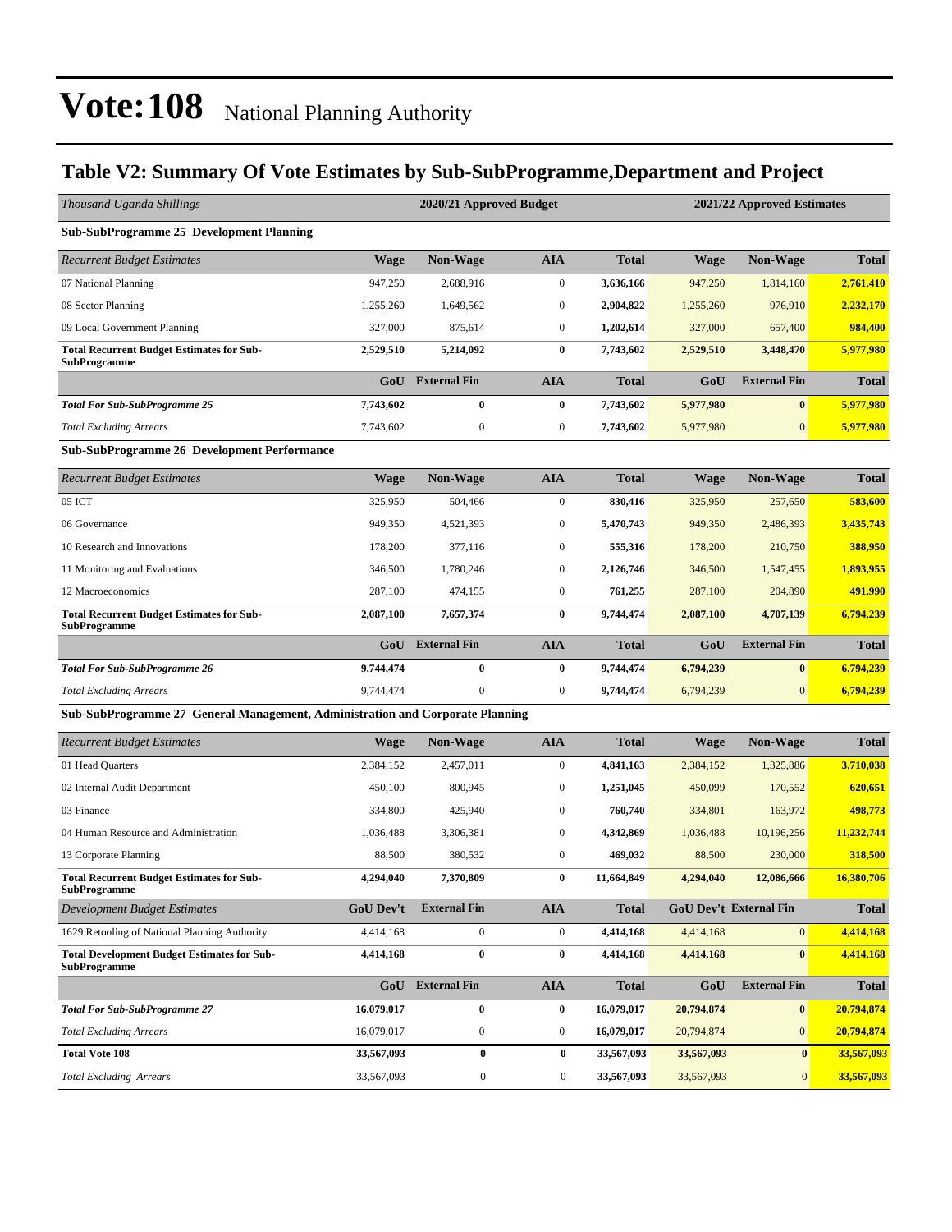# Vote:108 National Planning Authority

## Table V2: Summary Of Vote Estimates by Sub-SubProgramme,Department and Project

| *Thousand Uganda Shillings* | 2020/21 Approved Budget | | | | 2021/22 Approved Estimates | | |
|---|---|---|---|---|---|---|---|
| **Sub-SubProgramme 25 Development Planning** | | | | | | | |
| *Recurrent Budget Estimates* | **Wage** | **Non-Wage** | **AIA** | **Total** | **Wage** | **Non-Wage** | **Total** |
| 07 National Planning | 947,250 | 2,688,916 | 0 | **3,636,166** | 947,250 | 1,814,160 | **2,761,410** |
| 08 Sector Planning | 1,255,260 | 1,649,562 | 0 | **2,904,822** | 1,255,260 | 976,910 | **2,232,170** |
| 09 Local Government Planning | 327,000 | 875,614 | 0 | **1,202,614** | 327,000 | 657,400 | **984,400** |
| **Total Recurrent Budget Estimates for Sub-SubProgramme** | **2,529,510** | **5,214,092** | **0** | **7,743,602** | **2,529,510** | **3,448,470** | **5,977,980** |
| | **GoU** | **External Fin** | **AIA** | **Total** | **GoU** | **External Fin** | **Total** |
| ***Total For Sub-SubProgramme 25*** | **7,743,602** | **0** | **0** | **7,743,602** | **5,977,980** | **0** | **5,977,980** |
| *Total Excluding Arrears* | 7,743,602 | 0 | 0 | **7,743,602** | 5,977,980 | 0 | **5,977,980** |
| **Sub-SubProgramme 26 Development Performance** | | | | | | | |
| *Recurrent Budget Estimates* | **Wage** | **Non-Wage** | **AIA** | **Total** | **Wage** | **Non-Wage** | **Total** |
| 05 ICT | 325,950 | 504,466 | 0 | **830,416** | 325,950 | 257,650 | **583,600** |
| 06 Governance | 949,350 | 4,521,393 | 0 | **5,470,743** | 949,350 | 2,486,393 | **3,435,743** |
| 10 Research and Innovations | 178,200 | 377,116 | 0 | **555,316** | 178,200 | 210,750 | **388,950** |
| 11 Monitoring and Evaluations | 346,500 | 1,780,246 | 0 | **2,126,746** | 346,500 | 1,547,455 | **1,893,955** |
| 12 Macroeconomics | 287,100 | 474,155 | 0 | **761,255** | 287,100 | 204,890 | **491,990** |
| **Total Recurrent Budget Estimates for Sub-SubProgramme** | **2,087,100** | **7,657,374** | **0** | **9,744,474** | **2,087,100** | **4,707,139** | **6,794,239** |
| | **GoU** | **External Fin** | **AIA** | **Total** | **GoU** | **External Fin** | **Total** |
| ***Total For Sub-SubProgramme 26*** | **9,744,474** | **0** | **0** | **9,744,474** | **6,794,239** | **0** | **6,794,239** |
| *Total Excluding Arrears* | 9,744,474 | 0 | 0 | **9,744,474** | 6,794,239 | 0 | **6,794,239** |
| **Sub-SubProgramme 27 General Management, Administration and Corporate Planning** | | | | | | | |
| *Recurrent Budget Estimates* | **Wage** | **Non-Wage** | **AIA** | **Total** | **Wage** | **Non-Wage** | **Total** |
| 01 Head Quarters | 2,384,152 | 2,457,011 | 0 | **4,841,163** | 2,384,152 | 1,325,886 | **3,710,038** |
| 02 Internal Audit Department | 450,100 | 800,945 | 0 | **1,251,045** | 450,099 | 170,552 | **620,651** |
| 03 Finance | 334,800 | 425,940 | 0 | **760,740** | 334,801 | 163,972 | **498,773** |
| 04 Human Resource and Administration | 1,036,488 | 3,306,381 | 0 | **4,342,869** | 1,036,488 | 10,196,256 | **11,232,744** |
| 13 Corporate Planning | 88,500 | 380,532 | 0 | **469,032** | 88,500 | 230,000 | **318,500** |
| **Total Recurrent Budget Estimates for Sub-SubProgramme** | **4,294,040** | **7,370,809** | **0** | **11,664,849** | **4,294,040** | **12,086,666** | **16,380,706** |
| *Development Budget Estimates* | **GoU Dev't** | **External Fin** | **AIA** | **Total** | **GoU Dev't** | **External Fin** | **Total** |
| 1629 Retooling of National Planning Authority | 4,414,168 | 0 | 0 | **4,414,168** | 4,414,168 | 0 | **4,414,168** |
| **Total Development Budget Estimates for Sub-SubProgramme** | **4,414,168** | **0** | **0** | **4,414,168** | **4,414,168** | **0** | **4,414,168** |
| | **GoU** | **External Fin** | **AIA** | **Total** | **GoU** | **External Fin** | **Total** |
| ***Total For Sub-SubProgramme 27*** | **16,079,017** | **0** | **0** | **16,079,017** | **20,794,874** | **0** | **20,794,874** |
| *Total Excluding Arrears* | 16,079,017 | 0 | 0 | **16,079,017** | 20,794,874 | 0 | **20,794,874** |
| **Total Vote 108** | **33,567,093** | **0** | **0** | **33,567,093** | **33,567,093** | **0** | **33,567,093** |
| *Total Excluding Arrears* | 33,567,093 | 0 | 0 | **33,567,093** | 33,567,093 | 0 | **33,567,093** |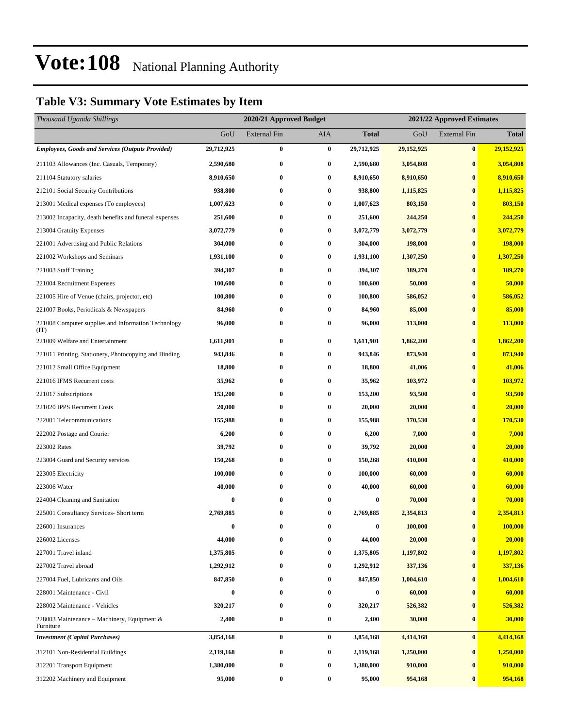# Vote:108 National Planning Authority

## Table V3: Summary Vote Estimates by Item

| *Thousand Uganda Shillings* | 2020/21 Approved Budget | | | | 2021/22 Approved Estimates | | |
|---|---|---|---|---|---|---|---|
| | GoU | External Fin | AIA | **Total** | GoU | External Fin | **Total** |
| ***Employees, Goods and Services (Outputs Provided)*** | **29,712,925** | **0** | **0** | **29,712,925** | **29,152,925** | **0** | **29,152,925** |
| 211103 Allowances (Inc. Casuals, Temporary) | **2,590,680** | **0** | **0** | **2,590,680** | **3,054,808** | **0** | **3,054,808** |
| 211104 Statutory salaries | **8,910,650** | **0** | **0** | **8,910,650** | **8,910,650** | **0** | **8,910,650** |
| 212101 Social Security Contributions | **938,800** | **0** | **0** | **938,800** | **1,115,825** | **0** | **1,115,825** |
| 213001 Medical expenses (To employees) | **1,007,623** | **0** | **0** | **1,007,623** | **803,150** | **0** | **803,150** |
| 213002 Incapacity, death benefits and funeral expenses | **251,600** | **0** | **0** | **251,600** | **244,250** | **0** | **244,250** |
| 213004 Gratuity Expenses | **3,072,779** | **0** | **0** | **3,072,779** | **3,072,779** | **0** | **3,072,779** |
| 221001 Advertising and Public Relations | **304,000** | **0** | **0** | **304,000** | **198,000** | **0** | **198,000** |
| 221002 Workshops and Seminars | **1,931,100** | **0** | **0** | **1,931,100** | **1,307,250** | **0** | **1,307,250** |
| 221003 Staff Training | **394,307** | **0** | **0** | **394,307** | **189,270** | **0** | **189,270** |
| 221004 Recruitment Expenses | **100,600** | **0** | **0** | **100,600** | **50,000** | **0** | **50,000** |
| 221005 Hire of Venue (chairs, projector, etc) | **100,800** | **0** | **0** | **100,800** | **586,052** | **0** | **586,052** |
| 221007 Books, Periodicals & Newspapers | **84,960** | **0** | **0** | **84,960** | **85,000** | **0** | **85,000** |
| 221008 Computer supplies and Information Technology (IT) | **96,000** | **0** | **0** | **96,000** | **113,000** | **0** | **113,000** |
| 221009 Welfare and Entertainment | **1,611,901** | **0** | **0** | **1,611,901** | **1,862,200** | **0** | **1,862,200** |
| 221011 Printing, Stationery, Photocopying and Binding | **943,846** | **0** | **0** | **943,846** | **873,940** | **0** | **873,940** |
| 221012 Small Office Equipment | **18,800** | **0** | **0** | **18,800** | **41,006** | **0** | **41,006** |
| 221016 IFMS Recurrent costs | **35,962** | **0** | **0** | **35,962** | **103,972** | **0** | **103,972** |
| 221017 Subscriptions | **153,200** | **0** | **0** | **153,200** | **93,500** | **0** | **93,500** |
| 221020 IPPS Recurrent Costs | **20,000** | **0** | **0** | **20,000** | **20,000** | **0** | **20,000** |
| 222001 Telecommunications | **155,988** | **0** | **0** | **155,988** | **170,530** | **0** | **170,530** |
| 222002 Postage and Courier | **6,200** | **0** | **0** | **6,200** | **7,000** | **0** | **7,000** |
| 223002 Rates | **39,792** | **0** | **0** | **39,792** | **20,000** | **0** | **20,000** |
| 223004 Guard and Security services | **150,268** | **0** | **0** | **150,268** | **410,000** | **0** | **410,000** |
| 223005 Electricity | **100,000** | **0** | **0** | **100,000** | **60,000** | **0** | **60,000** |
| 223006 Water | **40,000** | **0** | **0** | **40,000** | **60,000** | **0** | **60,000** |
| 224004 Cleaning and Sanitation | **0** | **0** | **0** | **0** | **70,000** | **0** | **70,000** |
| 225001 Consultancy Services- Short term | **2,769,885** | **0** | **0** | **2,769,885** | **2,354,813** | **0** | **2,354,813** |
| 226001 Insurances | **0** | **0** | **0** | **0** | **100,000** | **0** | **100,000** |
| 226002 Licenses | **44,000** | **0** | **0** | **44,000** | **20,000** | **0** | **20,000** |
| 227001 Travel inland | **1,375,805** | **0** | **0** | **1,375,805** | **1,197,802** | **0** | **1,197,802** |
| 227002 Travel abroad | **1,292,912** | **0** | **0** | **1,292,912** | **337,136** | **0** | **337,136** |
| 227004 Fuel, Lubricants and Oils | **847,850** | **0** | **0** | **847,850** | **1,004,610** | **0** | **1,004,610** |
| 228001 Maintenance - Civil | **0** | **0** | **0** | **0** | **60,000** | **0** | **60,000** |
| 228002 Maintenance - Vehicles | **320,217** | **0** | **0** | **320,217** | **526,382** | **0** | **526,382** |
| 228003 Maintenance – Machinery, Equipment & Furniture | **2,400** | **0** | **0** | **2,400** | **30,000** | **0** | **30,000** |
| ***Investment (Capital Purchases)*** | **3,854,168** | **0** | **0** | **3,854,168** | **4,414,168** | **0** | **4,414,168** |
| 312101 Non-Residential Buildings | **2,119,168** | **0** | **0** | **2,119,168** | **1,250,000** | **0** | **1,250,000** |
| 312201 Transport Equipment | **1,380,000** | **0** | **0** | **1,380,000** | **910,000** | **0** | **910,000** |
| 312202 Machinery and Equipment | **95,000** | **0** | **0** | **95,000** | **954,168** | **0** | **954,168** |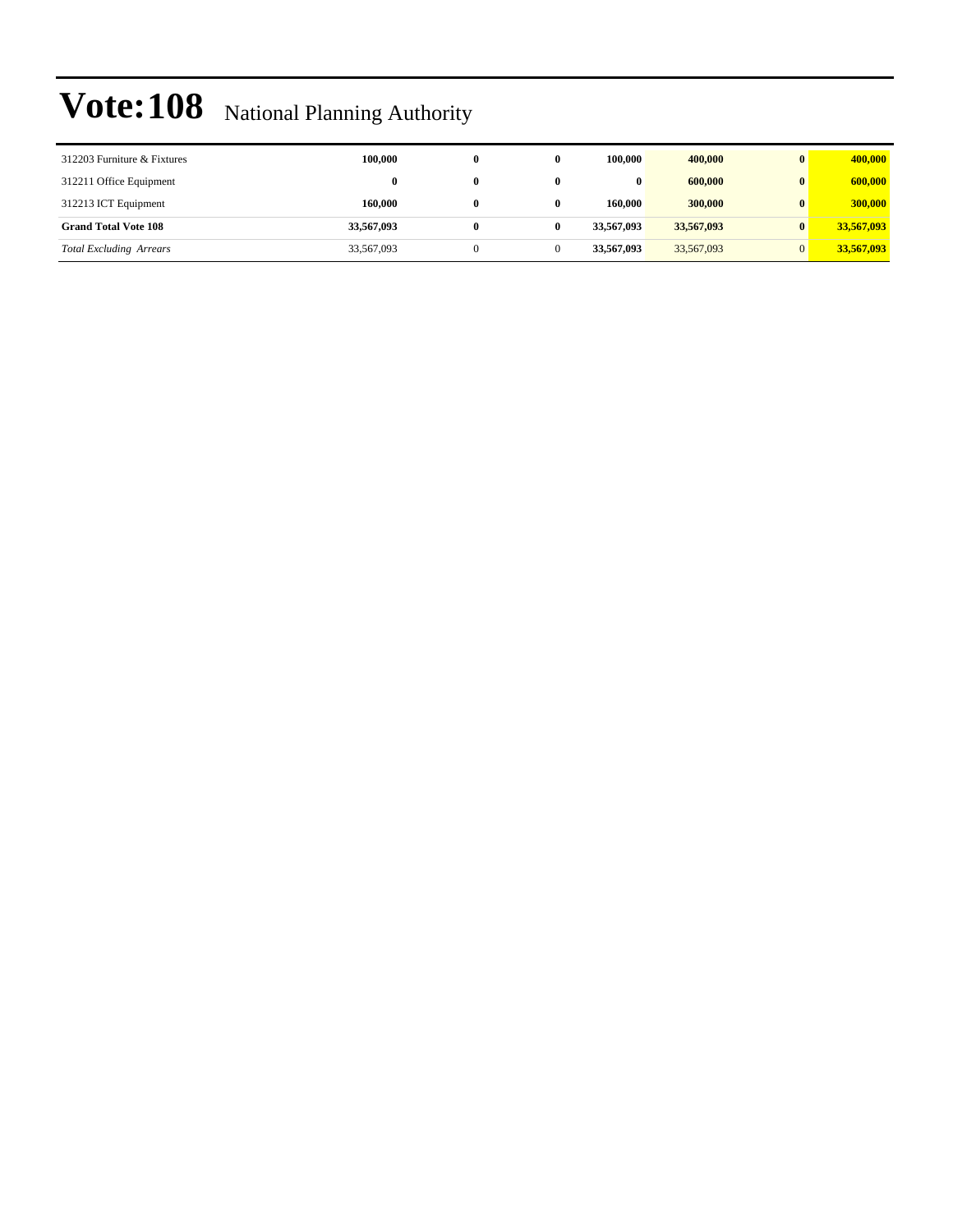# Vote:108 National Planning Authority

| | | | | | | | |
|---|---|---|---|---|---|---|---|
| 312203 Furniture & Fixtures | **100,000** | **0** | **0** | **100,000** | **400,000** | **0** | **400,000** |
| 312211 Office Equipment | **0** | **0** | **0** | **0** | **600,000** | **0** | **600,000** |
| 312213 ICT Equipment | **160,000** | **0** | **0** | **160,000** | **300,000** | **0** | **300,000** |
| **Grand Total Vote 108** | **33,567,093** | **0** | **0** | **33,567,093** | **33,567,093** | **0** | **33,567,093** |
| *Total Excluding Arrears* | 33,567,093 | 0 | 0 | **33,567,093** | 33,567,093 | 0 | **33,567,093** |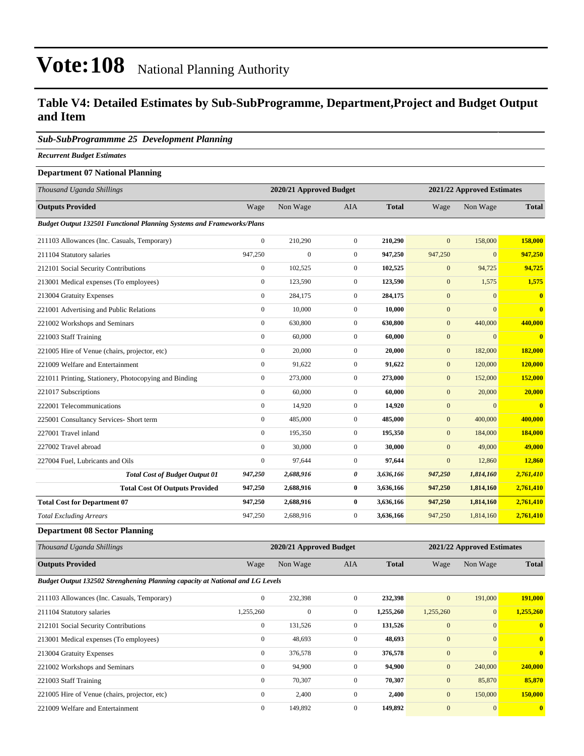# Vote:108 National Planning Authority

## Table V4: Detailed Estimates by Sub-SubProgramme, Department,Project and Budget Output and Item

### *Sub-SubProgrammme 25 Development Planning*

***Recurrent Budget Estimates***

**Department 07 National Planning**

| *Thousand Uganda Shillings* | 2020/21 Approved Budget | | | | 2021/22 Approved Estimates | | |
|---|---|---|---|---|---|---|---|
| **Outputs Provided** | Wage | Non Wage | AIA | **Total** | Wage | Non Wage | **Total** |
| ***Budget Output 132501 Functional Planning Systems and Frameworks/Plans*** | | | | | | | |
| 211103 Allowances (Inc. Casuals, Temporary) | 0 | 210,290 | 0 | **210,290** | 0 | 158,000 | **158,000** |
| 211104 Statutory salaries | 947,250 | 0 | 0 | **947,250** | 947,250 | 0 | **947,250** |
| 212101 Social Security Contributions | 0 | 102,525 | 0 | **102,525** | 0 | 94,725 | **94,725** |
| 213001 Medical expenses (To employees) | 0 | 123,590 | 0 | **123,590** | 0 | 1,575 | **1,575** |
| 213004 Gratuity Expenses | 0 | 284,175 | 0 | **284,175** | 0 | 0 | **0** |
| 221001 Advertising and Public Relations | 0 | 10,000 | 0 | **10,000** | 0 | 0 | **0** |
| 221002 Workshops and Seminars | 0 | 630,800 | 0 | **630,800** | 0 | 440,000 | **440,000** |
| 221003 Staff Training | 0 | 60,000 | 0 | **60,000** | 0 | 0 | **0** |
| 221005 Hire of Venue (chairs, projector, etc) | 0 | 20,000 | 0 | **20,000** | 0 | 182,000 | **182,000** |
| 221009 Welfare and Entertainment | 0 | 91,622 | 0 | **91,622** | 0 | 120,000 | **120,000** |
| 221011 Printing, Stationery, Photocopying and Binding | 0 | 273,000 | 0 | **273,000** | 0 | 152,000 | **152,000** |
| 221017 Subscriptions | 0 | 60,000 | 0 | **60,000** | 0 | 20,000 | **20,000** |
| 222001 Telecommunications | 0 | 14,920 | 0 | **14,920** | 0 | 0 | **0** |
| 225001 Consultancy Services- Short term | 0 | 485,000 | 0 | **485,000** | 0 | 400,000 | **400,000** |
| 227001 Travel inland | 0 | 195,350 | 0 | **195,350** | 0 | 184,000 | **184,000** |
| 227002 Travel abroad | 0 | 30,000 | 0 | **30,000** | 0 | 49,000 | **49,000** |
| 227004 Fuel, Lubricants and Oils | 0 | 97,644 | 0 | **97,644** | 0 | 12,860 | **12,860** |
| ***Total Cost of Budget Output 01*** | ***947,250*** | ***2,688,916*** | ***0*** | ***3,636,166*** | ***947,250*** | ***1,814,160*** | ***2,761,410*** |
| **Total Cost Of Outputs Provided** | **947,250** | **2,688,916** | **0** | **3,636,166** | **947,250** | **1,814,160** | **2,761,410** |
| **Total Cost for Department 07** | **947,250** | **2,688,916** | **0** | **3,636,166** | **947,250** | **1,814,160** | **2,761,410** |
| *Total Excluding Arrears* | 947,250 | 2,688,916 | 0 | **3,636,166** | 947,250 | 1,814,160 | **2,761,410** |

**Department 08 Sector Planning**

| *Thousand Uganda Shillings* | 2020/21 Approved Budget | | | | 2021/22 Approved Estimates | | |
|---|---|---|---|---|---|---|---|
| **Outputs Provided** | Wage | Non Wage | AIA | **Total** | Wage | Non Wage | **Total** |
| ***Budget Output 132502 Strenghening Planning capacity at National and LG Levels*** | | | | | | | |
| 211103 Allowances (Inc. Casuals, Temporary) | 0 | 232,398 | 0 | **232,398** | 0 | 191,000 | **191,000** |
| 211104 Statutory salaries | 1,255,260 | 0 | 0 | **1,255,260** | 1,255,260 | 0 | **1,255,260** |
| 212101 Social Security Contributions | 0 | 131,526 | 0 | **131,526** | 0 | 0 | **0** |
| 213001 Medical expenses (To employees) | 0 | 48,693 | 0 | **48,693** | 0 | 0 | **0** |
| 213004 Gratuity Expenses | 0 | 376,578 | 0 | **376,578** | 0 | 0 | **0** |
| 221002 Workshops and Seminars | 0 | 94,900 | 0 | **94,900** | 0 | 240,000 | **240,000** |
| 221003 Staff Training | 0 | 70,307 | 0 | **70,307** | 0 | 85,870 | **85,870** |
| 221005 Hire of Venue (chairs, projector, etc) | 0 | 2,400 | 0 | **2,400** | 0 | 150,000 | **150,000** |
| 221009 Welfare and Entertainment | 0 | 149,892 | 0 | **149,892** | 0 | 0 | **0** |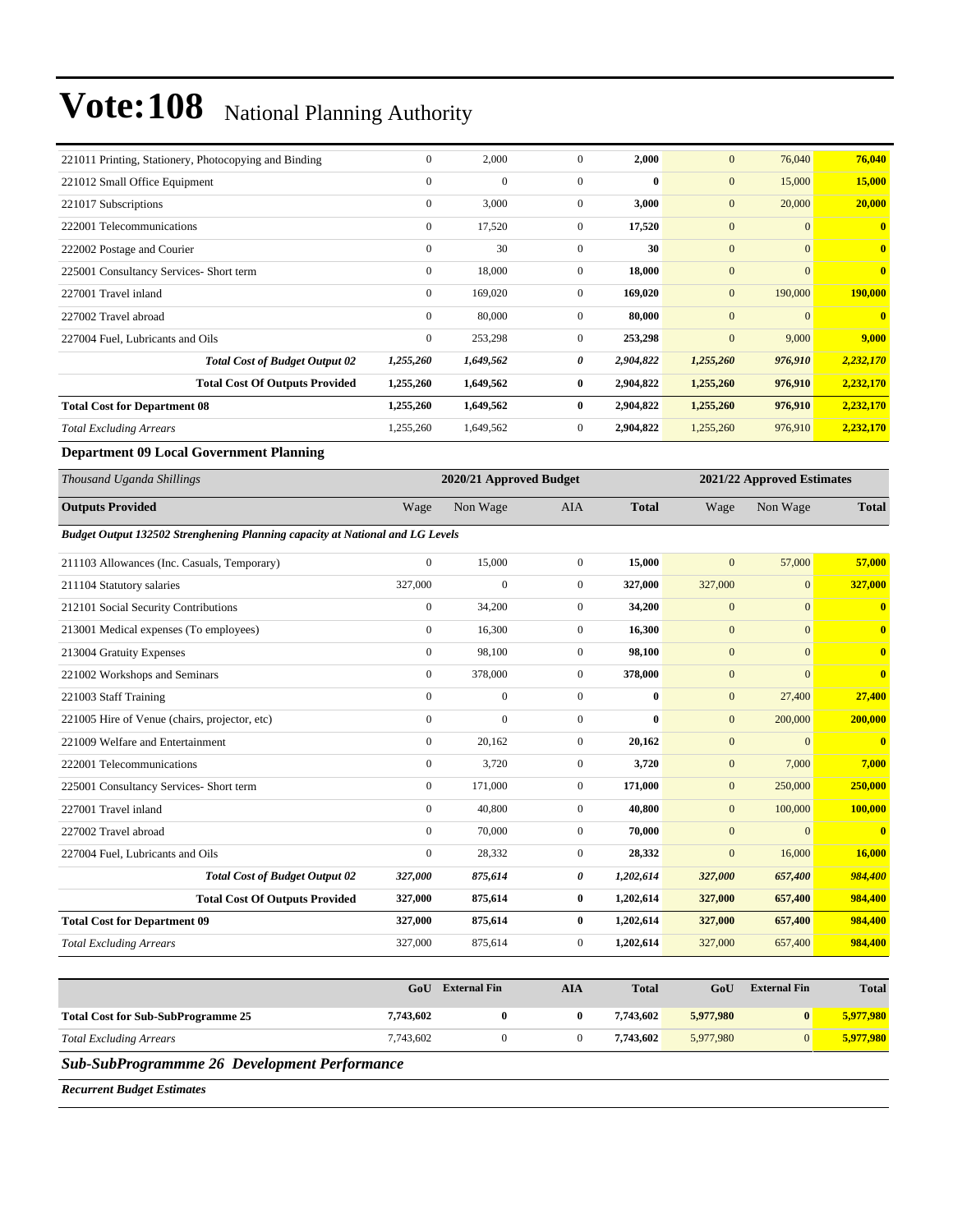# Vote:108 National Planning Authority

| | | | | | | | |
|---|---|---|---|---|---|---|---|
| 221011 Printing, Stationery, Photocopying and Binding | 0 | 2,000 | 0 | **2,000** | 0 | 76,040 | **76,040** |
| 221012 Small Office Equipment | 0 | 0 | 0 | **0** | 0 | 15,000 | **15,000** |
| 221017 Subscriptions | 0 | 3,000 | 0 | **3,000** | 0 | 20,000 | **20,000** |
| 222001 Telecommunications | 0 | 17,520 | 0 | **17,520** | 0 | 0 | **0** |
| 222002 Postage and Courier | 0 | 30 | 0 | **30** | 0 | 0 | **0** |
| 225001 Consultancy Services- Short term | 0 | 18,000 | 0 | **18,000** | 0 | 0 | **0** |
| 227001 Travel inland | 0 | 169,020 | 0 | **169,020** | 0 | 190,000 | **190,000** |
| 227002 Travel abroad | 0 | 80,000 | 0 | **80,000** | 0 | 0 | **0** |
| 227004 Fuel, Lubricants and Oils | 0 | 253,298 | 0 | **253,298** | 0 | 9,000 | **9,000** |
| ***Total Cost of Budget Output 02*** | ***1,255,260*** | ***1,649,562*** | ***0*** | ***2,904,822*** | ***1,255,260*** | ***976,910*** | ***2,232,170*** |
| **Total Cost Of Outputs Provided** | **1,255,260** | **1,649,562** | **0** | **2,904,822** | **1,255,260** | **976,910** | **2,232,170** |
| **Total Cost for Department 08** | **1,255,260** | **1,649,562** | **0** | **2,904,822** | **1,255,260** | **976,910** | **2,232,170** |
| *Total Excluding Arrears* | 1,255,260 | 1,649,562 | 0 | **2,904,822** | 1,255,260 | 976,910 | **2,232,170** |

### Department 09 Local Government Planning

| *Thousand Uganda Shillings* | 2020/21 Approved Budget | | | | 2021/22 Approved Estimates | | |
|---|---|---|---|---|---|---|---|
| **Outputs Provided** | Wage | Non Wage | AIA | **Total** | Wage | Non Wage | **Total** |
| ***Budget Output 132502 Strenghening Planning capacity at National and LG Levels*** | | | | | | | |
| 211103 Allowances (Inc. Casuals, Temporary) | 0 | 15,000 | 0 | **15,000** | 0 | 57,000 | **57,000** |
| 211104 Statutory salaries | 327,000 | 0 | 0 | **327,000** | 327,000 | 0 | **327,000** |
| 212101 Social Security Contributions | 0 | 34,200 | 0 | **34,200** | 0 | 0 | **0** |
| 213001 Medical expenses (To employees) | 0 | 16,300 | 0 | **16,300** | 0 | 0 | **0** |
| 213004 Gratuity Expenses | 0 | 98,100 | 0 | **98,100** | 0 | 0 | **0** |
| 221002 Workshops and Seminars | 0 | 378,000 | 0 | **378,000** | 0 | 0 | **0** |
| 221003 Staff Training | 0 | 0 | 0 | **0** | 0 | 27,400 | **27,400** |
| 221005 Hire of Venue (chairs, projector, etc) | 0 | 0 | 0 | **0** | 0 | 200,000 | **200,000** |
| 221009 Welfare and Entertainment | 0 | 20,162 | 0 | **20,162** | 0 | 0 | **0** |
| 222001 Telecommunications | 0 | 3,720 | 0 | **3,720** | 0 | 7,000 | **7,000** |
| 225001 Consultancy Services- Short term | 0 | 171,000 | 0 | **171,000** | 0 | 250,000 | **250,000** |
| 227001 Travel inland | 0 | 40,800 | 0 | **40,800** | 0 | 100,000 | **100,000** |
| 227002 Travel abroad | 0 | 70,000 | 0 | **70,000** | 0 | 0 | **0** |
| 227004 Fuel, Lubricants and Oils | 0 | 28,332 | 0 | **28,332** | 0 | 16,000 | **16,000** |
| ***Total Cost of Budget Output 02*** | ***327,000*** | ***875,614*** | ***0*** | ***1,202,614*** | ***327,000*** | ***657,400*** | ***984,400*** |
| **Total Cost Of Outputs Provided** | **327,000** | **875,614** | **0** | **1,202,614** | **327,000** | **657,400** | **984,400** |
| **Total Cost for Department 09** | **327,000** | **875,614** | **0** | **1,202,614** | **327,000** | **657,400** | **984,400** |
| *Total Excluding Arrears* | 327,000 | 875,614 | 0 | **1,202,614** | 327,000 | 657,400 | **984,400** |

| | GoU | External Fin | AIA | Total | GoU | External Fin | Total |
|---|---|---|---|---|---|---|---|
| **Total Cost for Sub-SubProgramme 25** | **7,743,602** | **0** | **0** | **7,743,602** | **5,977,980** | **0** | **5,977,980** |
| *Total Excluding Arrears* | 7,743,602 | 0 | 0 | **7,743,602** | 5,977,980 | 0 | **5,977,980** |

### *Sub-SubProgrammme 26 Development Performance*

***Recurrent Budget Estimates***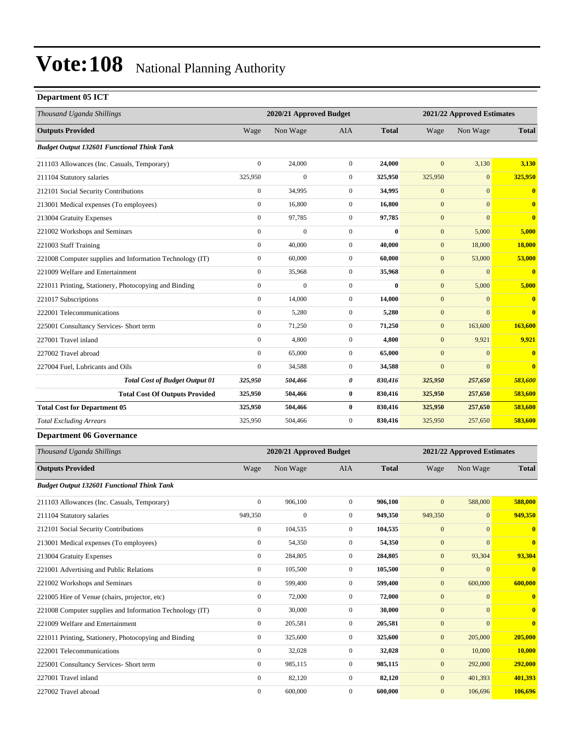# Vote:108 National Planning Authority

**Department 05 ICT**

| *Thousand Uganda Shillings* | 2020/21 Approved Budget | | | | 2021/22 Approved Estimates | | |
|---|---|---|---|---|---|---|---|
| **Outputs Provided** | Wage | Non Wage | AIA | **Total** | Wage | Non Wage | **Total** |
| ***Budget Output 132601 Functional Think Tank*** | | | | | | | |
| 211103 Allowances (Inc. Casuals, Temporary) | 0 | 24,000 | 0 | **24,000** | 0 | 3,130 | **3,130** |
| 211104 Statutory salaries | 325,950 | 0 | 0 | **325,950** | 325,950 | 0 | **325,950** |
| 212101 Social Security Contributions | 0 | 34,995 | 0 | **34,995** | 0 | 0 | **0** |
| 213001 Medical expenses (To employees) | 0 | 16,800 | 0 | **16,800** | 0 | 0 | **0** |
| 213004 Gratuity Expenses | 0 | 97,785 | 0 | **97,785** | 0 | 0 | **0** |
| 221002 Workshops and Seminars | 0 | 0 | 0 | **0** | 0 | 5,000 | **5,000** |
| 221003 Staff Training | 0 | 40,000 | 0 | **40,000** | 0 | 18,000 | **18,000** |
| 221008 Computer supplies and Information Technology (IT) | 0 | 60,000 | 0 | **60,000** | 0 | 53,000 | **53,000** |
| 221009 Welfare and Entertainment | 0 | 35,968 | 0 | **35,968** | 0 | 0 | **0** |
| 221011 Printing, Stationery, Photocopying and Binding | 0 | 0 | 0 | **0** | 0 | 5,000 | **5,000** |
| 221017 Subscriptions | 0 | 14,000 | 0 | **14,000** | 0 | 0 | **0** |
| 222001 Telecommunications | 0 | 5,280 | 0 | **5,280** | 0 | 0 | **0** |
| 225001 Consultancy Services- Short term | 0 | 71,250 | 0 | **71,250** | 0 | 163,600 | **163,600** |
| 227001 Travel inland | 0 | 4,800 | 0 | **4,800** | 0 | 9,921 | **9,921** |
| 227002 Travel abroad | 0 | 65,000 | 0 | **65,000** | 0 | 0 | **0** |
| 227004 Fuel, Lubricants and Oils | 0 | 34,588 | 0 | **34,588** | 0 | 0 | **0** |
| ***Total Cost of Budget Output 01*** | ***325,950*** | ***504,466*** | ***0*** | ***830,416*** | ***325,950*** | ***257,650*** | ***583,600*** |
| **Total Cost Of Outputs Provided** | **325,950** | **504,466** | **0** | **830,416** | **325,950** | **257,650** | **583,600** |
| **Total Cost for Department 05** | **325,950** | **504,466** | **0** | **830,416** | **325,950** | **257,650** | **583,600** |
| *Total Excluding Arrears* | 325,950 | 504,466 | 0 | **830,416** | 325,950 | 257,650 | **583,600** |

**Department 06 Governance**

| *Thousand Uganda Shillings* | 2020/21 Approved Budget | | | | 2021/22 Approved Estimates | | |
|---|---|---|---|---|---|---|---|
| **Outputs Provided** | Wage | Non Wage | AIA | **Total** | Wage | Non Wage | **Total** |
| ***Budget Output 132601 Functional Think Tank*** | | | | | | | |
| 211103 Allowances (Inc. Casuals, Temporary) | 0 | 906,100 | 0 | **906,100** | 0 | 588,000 | **588,000** |
| 211104 Statutory salaries | 949,350 | 0 | 0 | **949,350** | 949,350 | 0 | **949,350** |
| 212101 Social Security Contributions | 0 | 104,535 | 0 | **104,535** | 0 | 0 | **0** |
| 213001 Medical expenses (To employees) | 0 | 54,350 | 0 | **54,350** | 0 | 0 | **0** |
| 213004 Gratuity Expenses | 0 | 284,805 | 0 | **284,805** | 0 | 93,304 | **93,304** |
| 221001 Advertising and Public Relations | 0 | 105,500 | 0 | **105,500** | 0 | 0 | **0** |
| 221002 Workshops and Seminars | 0 | 599,400 | 0 | **599,400** | 0 | 600,000 | **600,000** |
| 221005 Hire of Venue (chairs, projector, etc) | 0 | 72,000 | 0 | **72,000** | 0 | 0 | **0** |
| 221008 Computer supplies and Information Technology (IT) | 0 | 30,000 | 0 | **30,000** | 0 | 0 | **0** |
| 221009 Welfare and Entertainment | 0 | 205,581 | 0 | **205,581** | 0 | 0 | **0** |
| 221011 Printing, Stationery, Photocopying and Binding | 0 | 325,600 | 0 | **325,600** | 0 | 205,000 | **205,000** |
| 222001 Telecommunications | 0 | 32,028 | 0 | **32,028** | 0 | 10,000 | **10,000** |
| 225001 Consultancy Services- Short term | 0 | 985,115 | 0 | **985,115** | 0 | 292,000 | **292,000** |
| 227001 Travel inland | 0 | 82,120 | 0 | **82,120** | 0 | 401,393 | **401,393** |
| 227002 Travel abroad | 0 | 600,000 | 0 | **600,000** | 0 | 106,696 | **106,696** |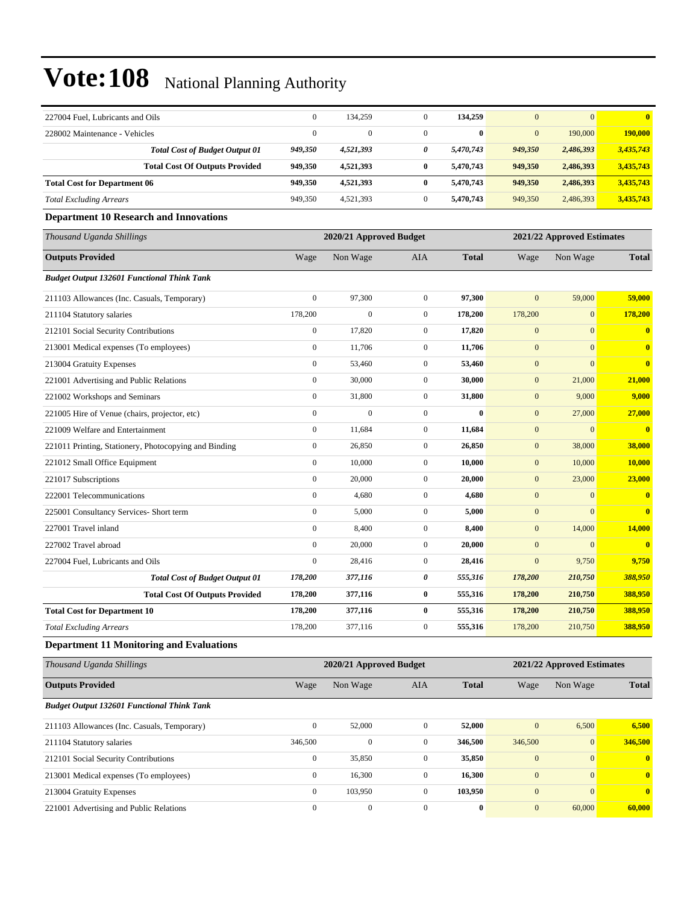| | | | | | | | |
|---|---|---|---|---|---|---|---|
| 227004 Fuel, Lubricants and Oils | 0 | 134,259 | 0 | **134,259** | 0 | 0 | **0** |
| 228002 Maintenance - Vehicles | 0 | 0 | 0 | **0** | 0 | 190,000 | **190,000** |
| ***Total Cost of Budget Output 01*** | ***949,350*** | ***4,521,393*** | ***0*** | ***5,470,743*** | ***949,350*** | ***2,486,393*** | ***3,435,743*** |
| **Total Cost Of Outputs Provided** | **949,350** | **4,521,393** | **0** | **5,470,743** | **949,350** | **2,486,393** | **3,435,743** |
| **Total Cost for Department 06** | **949,350** | **4,521,393** | **0** | **5,470,743** | **949,350** | **2,486,393** | **3,435,743** |
| *Total Excluding Arrears* | 949,350 | 4,521,393 | 0 | **5,470,743** | 949,350 | 2,486,393 | **3,435,743** |

### Department 10 Research and Innovations

| *Thousand Uganda Shillings* | 2020/21 Approved Budget | | | | 2021/22 Approved Estimates | | |
|---|---|---|---|---|---|---|---|
| **Outputs Provided** | Wage | Non Wage | AIA | **Total** | Wage | Non Wage | **Total** |
| ***Budget Output 132601 Functional Think Tank*** | | | | | | | |
| 211103 Allowances (Inc. Casuals, Temporary) | 0 | 97,300 | 0 | **97,300** | 0 | 59,000 | **59,000** |
| 211104 Statutory salaries | 178,200 | 0 | 0 | **178,200** | 178,200 | 0 | **178,200** |
| 212101 Social Security Contributions | 0 | 17,820 | 0 | **17,820** | 0 | 0 | **0** |
| 213001 Medical expenses (To employees) | 0 | 11,706 | 0 | **11,706** | 0 | 0 | **0** |
| 213004 Gratuity Expenses | 0 | 53,460 | 0 | **53,460** | 0 | 0 | **0** |
| 221001 Advertising and Public Relations | 0 | 30,000 | 0 | **30,000** | 0 | 21,000 | **21,000** |
| 221002 Workshops and Seminars | 0 | 31,800 | 0 | **31,800** | 0 | 9,000 | **9,000** |
| 221005 Hire of Venue (chairs, projector, etc) | 0 | 0 | 0 | **0** | 0 | 27,000 | **27,000** |
| 221009 Welfare and Entertainment | 0 | 11,684 | 0 | **11,684** | 0 | 0 | **0** |
| 221011 Printing, Stationery, Photocopying and Binding | 0 | 26,850 | 0 | **26,850** | 0 | 38,000 | **38,000** |
| 221012 Small Office Equipment | 0 | 10,000 | 0 | **10,000** | 0 | 10,000 | **10,000** |
| 221017 Subscriptions | 0 | 20,000 | 0 | **20,000** | 0 | 23,000 | **23,000** |
| 222001 Telecommunications | 0 | 4,680 | 0 | **4,680** | 0 | 0 | **0** |
| 225001 Consultancy Services- Short term | 0 | 5,000 | 0 | **5,000** | 0 | 0 | **0** |
| 227001 Travel inland | 0 | 8,400 | 0 | **8,400** | 0 | 14,000 | **14,000** |
| 227002 Travel abroad | 0 | 20,000 | 0 | **20,000** | 0 | 0 | **0** |
| 227004 Fuel, Lubricants and Oils | 0 | 28,416 | 0 | **28,416** | 0 | 9,750 | **9,750** |
| ***Total Cost of Budget Output 01*** | ***178,200*** | ***377,116*** | ***0*** | ***555,316*** | ***178,200*** | ***210,750*** | ***388,950*** |
| **Total Cost Of Outputs Provided** | **178,200** | **377,116** | **0** | **555,316** | **178,200** | **210,750** | **388,950** |
| **Total Cost for Department 10** | **178,200** | **377,116** | **0** | **555,316** | **178,200** | **210,750** | **388,950** |
| *Total Excluding Arrears* | 178,200 | 377,116 | 0 | **555,316** | 178,200 | 210,750 | **388,950** |

### Department 11 Monitoring and Evaluations

| *Thousand Uganda Shillings* | 2020/21 Approved Budget | | | | 2021/22 Approved Estimates | | |
|---|---|---|---|---|---|---|---|
| **Outputs Provided** | Wage | Non Wage | AIA | **Total** | Wage | Non Wage | **Total** |
| ***Budget Output 132601 Functional Think Tank*** | | | | | | | |
| 211103 Allowances (Inc. Casuals, Temporary) | 0 | 52,000 | 0 | **52,000** | 0 | 6,500 | **6,500** |
| 211104 Statutory salaries | 346,500 | 0 | 0 | **346,500** | 346,500 | 0 | **346,500** |
| 212101 Social Security Contributions | 0 | 35,850 | 0 | **35,850** | 0 | 0 | **0** |
| 213001 Medical expenses (To employees) | 0 | 16,300 | 0 | **16,300** | 0 | 0 | **0** |
| 213004 Gratuity Expenses | 0 | 103,950 | 0 | **103,950** | 0 | 0 | **0** |
| 221001 Advertising and Public Relations | 0 | 0 | 0 | **0** | 0 | 60,000 | **60,000** |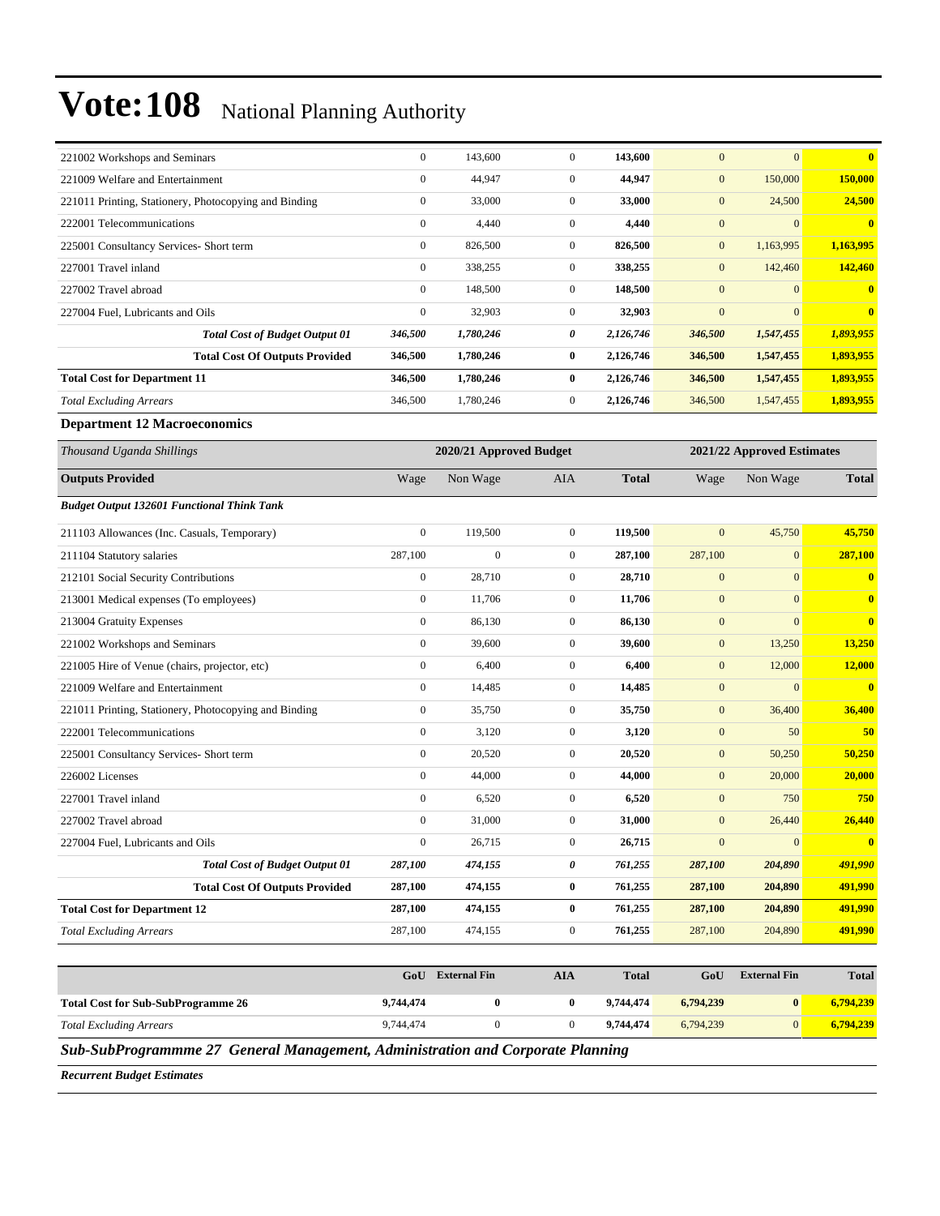# Vote:108 National Planning Authority

| | | | | | | | |
|---|---|---|---|---|---|---|---|
| 221002 Workshops and Seminars | 0 | 143,600 | 0 | **143,600** | 0 | 0 | **0** |
| 221009 Welfare and Entertainment | 0 | 44,947 | 0 | **44,947** | 0 | 150,000 | **150,000** |
| 221011 Printing, Stationery, Photocopying and Binding | 0 | 33,000 | 0 | **33,000** | 0 | 24,500 | **24,500** |
| 222001 Telecommunications | 0 | 4,440 | 0 | **4,440** | 0 | 0 | **0** |
| 225001 Consultancy Services- Short term | 0 | 826,500 | 0 | **826,500** | 0 | 1,163,995 | **1,163,995** |
| 227001 Travel inland | 0 | 338,255 | 0 | **338,255** | 0 | 142,460 | **142,460** |
| 227002 Travel abroad | 0 | 148,500 | 0 | **148,500** | 0 | 0 | **0** |
| 227004 Fuel, Lubricants and Oils | 0 | 32,903 | 0 | **32,903** | 0 | 0 | **0** |
| ***Total Cost of Budget Output 01*** | ***346,500*** | ***1,780,246*** | ***0*** | ***2,126,746*** | ***346,500*** | ***1,547,455*** | ***1,893,955*** |
| **Total Cost Of Outputs Provided** | **346,500** | **1,780,246** | **0** | **2,126,746** | **346,500** | **1,547,455** | **1,893,955** |
| **Total Cost for Department 11** | **346,500** | **1,780,246** | **0** | **2,126,746** | **346,500** | **1,547,455** | **1,893,955** |
| *Total Excluding Arrears* | 346,500 | 1,780,246 | 0 | **2,126,746** | 346,500 | 1,547,455 | **1,893,955** |

**Department 12 Macroeconomics**

| *Thousand Uganda Shillings* | 2020/21 Approved Budget | | | | 2021/22 Approved Estimates | | |
|---|---|---|---|---|---|---|---|
| **Outputs Provided** | Wage | Non Wage | AIA | **Total** | Wage | Non Wage | **Total** |
| ***Budget Output 132601 Functional Think Tank*** | | | | | | | |
| 211103 Allowances (Inc. Casuals, Temporary) | 0 | 119,500 | 0 | **119,500** | 0 | 45,750 | **45,750** |
| 211104 Statutory salaries | 287,100 | 0 | 0 | **287,100** | 287,100 | 0 | **287,100** |
| 212101 Social Security Contributions | 0 | 28,710 | 0 | **28,710** | 0 | 0 | **0** |
| 213001 Medical expenses (To employees) | 0 | 11,706 | 0 | **11,706** | 0 | 0 | **0** |
| 213004 Gratuity Expenses | 0 | 86,130 | 0 | **86,130** | 0 | 0 | **0** |
| 221002 Workshops and Seminars | 0 | 39,600 | 0 | **39,600** | 0 | 13,250 | **13,250** |
| 221005 Hire of Venue (chairs, projector, etc) | 0 | 6,400 | 0 | **6,400** | 0 | 12,000 | **12,000** |
| 221009 Welfare and Entertainment | 0 | 14,485 | 0 | **14,485** | 0 | 0 | **0** |
| 221011 Printing, Stationery, Photocopying and Binding | 0 | 35,750 | 0 | **35,750** | 0 | 36,400 | **36,400** |
| 222001 Telecommunications | 0 | 3,120 | 0 | **3,120** | 0 | 50 | **50** |
| 225001 Consultancy Services- Short term | 0 | 20,520 | 0 | **20,520** | 0 | 50,250 | **50,250** |
| 226002 Licenses | 0 | 44,000 | 0 | **44,000** | 0 | 20,000 | **20,000** |
| 227001 Travel inland | 0 | 6,520 | 0 | **6,520** | 0 | 750 | **750** |
| 227002 Travel abroad | 0 | 31,000 | 0 | **31,000** | 0 | 26,440 | **26,440** |
| 227004 Fuel, Lubricants and Oils | 0 | 26,715 | 0 | **26,715** | 0 | 0 | **0** |
| ***Total Cost of Budget Output 01*** | ***287,100*** | ***474,155*** | ***0*** | ***761,255*** | ***287,100*** | ***204,890*** | ***491,990*** |
| **Total Cost Of Outputs Provided** | **287,100** | **474,155** | **0** | **761,255** | **287,100** | **204,890** | **491,990** |
| **Total Cost for Department 12** | **287,100** | **474,155** | **0** | **761,255** | **287,100** | **204,890** | **491,990** |
| *Total Excluding Arrears* | 287,100 | 474,155 | 0 | **761,255** | 287,100 | 204,890 | **491,990** |

| | GoU | External Fin | AIA | Total | GoU | External Fin | Total |
|---|---|---|---|---|---|---|---|
| **Total Cost for Sub-SubProgramme 26** | **9,744,474** | **0** | **0** | **9,744,474** | **6,794,239** | **0** | **6,794,239** |
| *Total Excluding Arrears* | 9,744,474 | 0 | 0 | **9,744,474** | 6,794,239 | 0 | **6,794,239** |

***Sub-SubProgrammme 27 General Management, Administration and Corporate Planning***

***Recurrent Budget Estimates***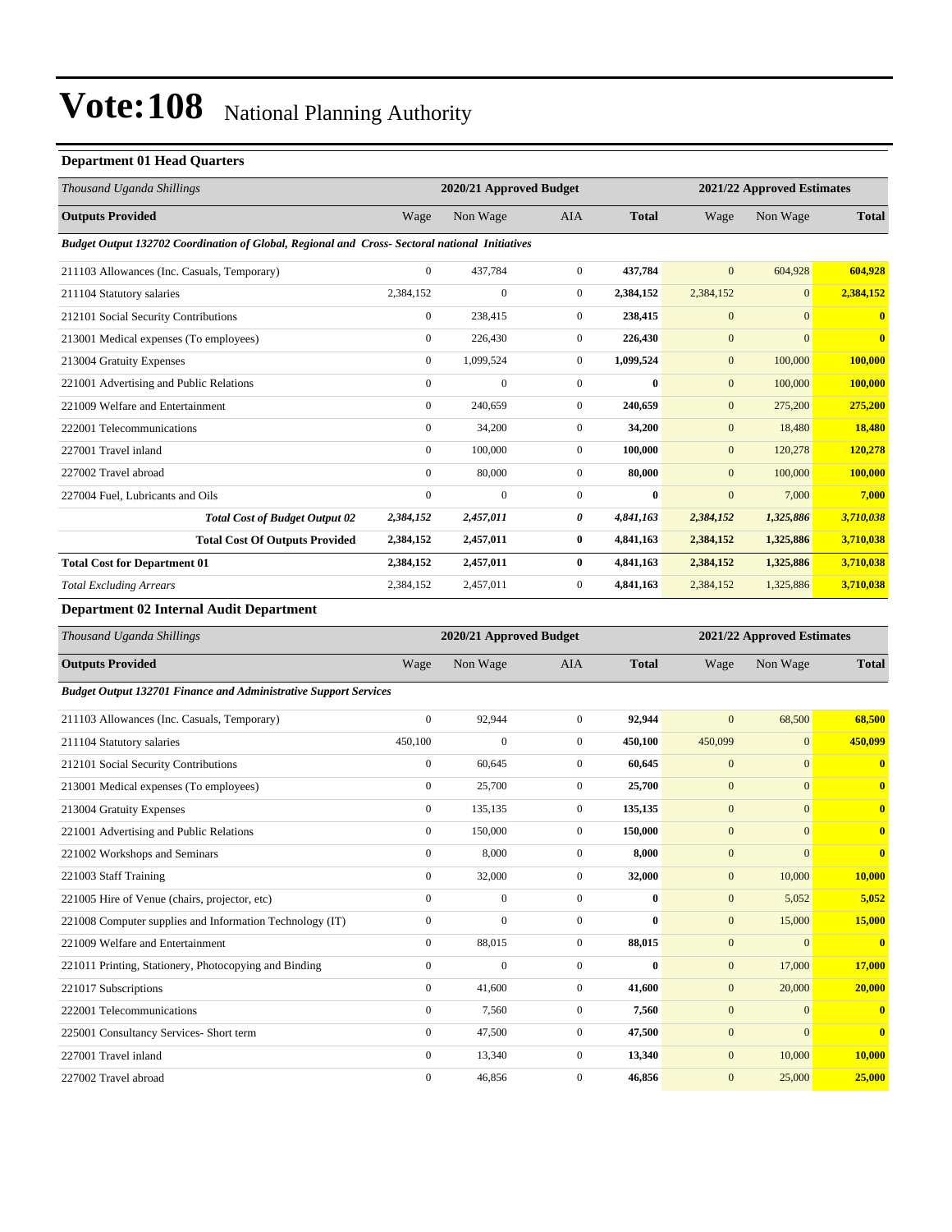# Vote:108 National Planning Authority

## Department 01 Head Quarters

| Thousand Uganda Shillings | 2020/21 Approved Budget | | | | 2021/22 Approved Estimates | | |
|---|---|---|---|---|---|---|---|
| **Outputs Provided** | Wage | Non Wage | AIA | **Total** | Wage | Non Wage | **Total** |
| ***Budget Output 132702 Coordination of Global, Regional and Cross- Sectoral national Initiatives*** | | | | | | | |
| 211103 Allowances (Inc. Casuals, Temporary) | 0 | 437,784 | 0 | **437,784** | 0 | 604,928 | **604,928** |
| 211104 Statutory salaries | 2,384,152 | 0 | 0 | **2,384,152** | 2,384,152 | 0 | **2,384,152** |
| 212101 Social Security Contributions | 0 | 238,415 | 0 | **238,415** | 0 | 0 | **0** |
| 213001 Medical expenses (To employees) | 0 | 226,430 | 0 | **226,430** | 0 | 0 | **0** |
| 213004 Gratuity Expenses | 0 | 1,099,524 | 0 | **1,099,524** | 0 | 100,000 | **100,000** |
| 221001 Advertising and Public Relations | 0 | 0 | 0 | **0** | 0 | 100,000 | **100,000** |
| 221009 Welfare and Entertainment | 0 | 240,659 | 0 | **240,659** | 0 | 275,200 | **275,200** |
| 222001 Telecommunications | 0 | 34,200 | 0 | **34,200** | 0 | 18,480 | **18,480** |
| 227001 Travel inland | 0 | 100,000 | 0 | **100,000** | 0 | 120,278 | **120,278** |
| 227002 Travel abroad | 0 | 80,000 | 0 | **80,000** | 0 | 100,000 | **100,000** |
| 227004 Fuel, Lubricants and Oils | 0 | 0 | 0 | **0** | 0 | 7,000 | **7,000** |
| ***Total Cost of Budget Output 02*** | ***2,384,152*** | ***2,457,011*** | ***0*** | ***4,841,163*** | ***2,384,152*** | ***1,325,886*** | ***3,710,038*** |
| **Total Cost Of Outputs Provided** | **2,384,152** | **2,457,011** | **0** | **4,841,163** | **2,384,152** | **1,325,886** | **3,710,038** |
| **Total Cost for Department 01** | **2,384,152** | **2,457,011** | **0** | **4,841,163** | **2,384,152** | **1,325,886** | **3,710,038** |
| *Total Excluding Arrears* | 2,384,152 | 2,457,011 | 0 | **4,841,163** | 2,384,152 | 1,325,886 | **3,710,038** |

## Department 02 Internal Audit Department

| Thousand Uganda Shillings | 2020/21 Approved Budget | | | | 2021/22 Approved Estimates | | |
|---|---|---|---|---|---|---|---|
| **Outputs Provided** | Wage | Non Wage | AIA | **Total** | Wage | Non Wage | **Total** |
| ***Budget Output 132701 Finance and Administrative Support Services*** | | | | | | | |
| 211103 Allowances (Inc. Casuals, Temporary) | 0 | 92,944 | 0 | **92,944** | 0 | 68,500 | **68,500** |
| 211104 Statutory salaries | 450,100 | 0 | 0 | **450,100** | 450,099 | 0 | **450,099** |
| 212101 Social Security Contributions | 0 | 60,645 | 0 | **60,645** | 0 | 0 | **0** |
| 213001 Medical expenses (To employees) | 0 | 25,700 | 0 | **25,700** | 0 | 0 | **0** |
| 213004 Gratuity Expenses | 0 | 135,135 | 0 | **135,135** | 0 | 0 | **0** |
| 221001 Advertising and Public Relations | 0 | 150,000 | 0 | **150,000** | 0 | 0 | **0** |
| 221002 Workshops and Seminars | 0 | 8,000 | 0 | **8,000** | 0 | 0 | **0** |
| 221003 Staff Training | 0 | 32,000 | 0 | **32,000** | 0 | 10,000 | **10,000** |
| 221005 Hire of Venue (chairs, projector, etc) | 0 | 0 | 0 | **0** | 0 | 5,052 | **5,052** |
| 221008 Computer supplies and Information Technology (IT) | 0 | 0 | 0 | **0** | 0 | 15,000 | **15,000** |
| 221009 Welfare and Entertainment | 0 | 88,015 | 0 | **88,015** | 0 | 0 | **0** |
| 221011 Printing, Stationery, Photocopying and Binding | 0 | 0 | 0 | **0** | 0 | 17,000 | **17,000** |
| 221017 Subscriptions | 0 | 41,600 | 0 | **41,600** | 0 | 20,000 | **20,000** |
| 222001 Telecommunications | 0 | 7,560 | 0 | **7,560** | 0 | 0 | **0** |
| 225001 Consultancy Services- Short term | 0 | 47,500 | 0 | **47,500** | 0 | 0 | **0** |
| 227001 Travel inland | 0 | 13,340 | 0 | **13,340** | 0 | 10,000 | **10,000** |
| 227002 Travel abroad | 0 | 46,856 | 0 | **46,856** | 0 | 25,000 | **25,000** |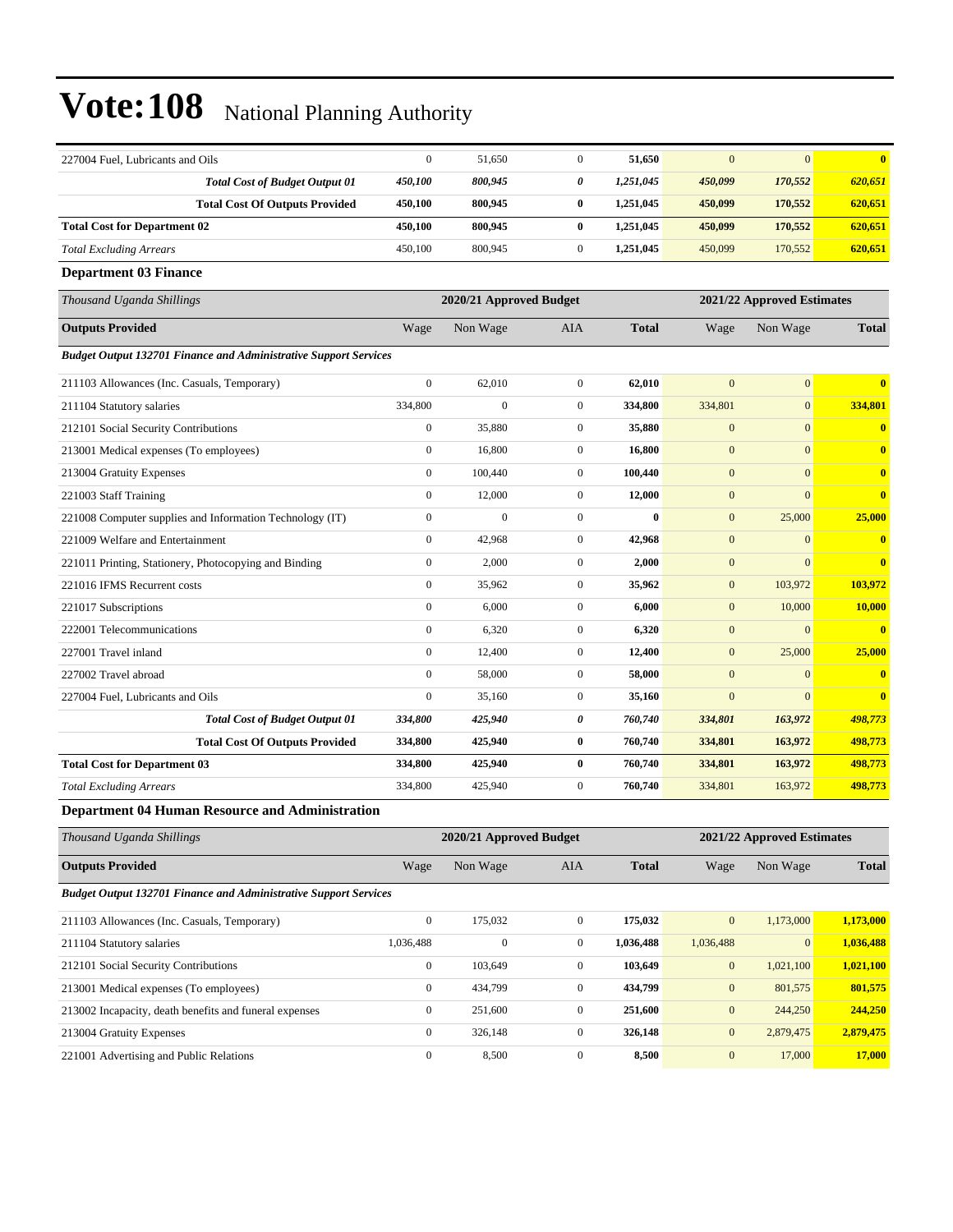# Vote:108 National Planning Authority

| | | | | | | | |
|---|---|---|---|---|---|---|---|
| 227004 Fuel, Lubricants and Oils | 0 | 51,650 | 0 | **51,650** | 0 | 0 | **0** |
| ***Total Cost of Budget Output 01*** | ***450,100*** | ***800,945*** | ***0*** | ***1,251,045*** | ***450,099*** | ***170,552*** | ***620,651*** |
| **Total Cost Of Outputs Provided** | **450,100** | **800,945** | **0** | **1,251,045** | **450,099** | **170,552** | **620,651** |
| **Total Cost for Department 02** | **450,100** | **800,945** | **0** | **1,251,045** | **450,099** | **170,552** | **620,651** |
| *Total Excluding Arrears* | 450,100 | 800,945 | 0 | **1,251,045** | 450,099 | 170,552 | **620,651** |

### Department 03 Finance

| *Thousand Uganda Shillings* | 2020/21 Approved Budget | | | | 2021/22 Approved Estimates | | |
|---|---|---|---|---|---|---|---|
| **Outputs Provided** | Wage | Non Wage | AIA | **Total** | Wage | Non Wage | **Total** |
| ***Budget Output 132701 Finance and Administrative Support Services*** | | | | | | | |
| 211103 Allowances (Inc. Casuals, Temporary) | 0 | 62,010 | 0 | **62,010** | 0 | 0 | **0** |
| 211104 Statutory salaries | 334,800 | 0 | 0 | **334,800** | 334,801 | 0 | **334,801** |
| 212101 Social Security Contributions | 0 | 35,880 | 0 | **35,880** | 0 | 0 | **0** |
| 213001 Medical expenses (To employees) | 0 | 16,800 | 0 | **16,800** | 0 | 0 | **0** |
| 213004 Gratuity Expenses | 0 | 100,440 | 0 | **100,440** | 0 | 0 | **0** |
| 221003 Staff Training | 0 | 12,000 | 0 | **12,000** | 0 | 0 | **0** |
| 221008 Computer supplies and Information Technology (IT) | 0 | 0 | 0 | **0** | 0 | 25,000 | **25,000** |
| 221009 Welfare and Entertainment | 0 | 42,968 | 0 | **42,968** | 0 | 0 | **0** |
| 221011 Printing, Stationery, Photocopying and Binding | 0 | 2,000 | 0 | **2,000** | 0 | 0 | **0** |
| 221016 IFMS Recurrent costs | 0 | 35,962 | 0 | **35,962** | 0 | 103,972 | **103,972** |
| 221017 Subscriptions | 0 | 6,000 | 0 | **6,000** | 0 | 10,000 | **10,000** |
| 222001 Telecommunications | 0 | 6,320 | 0 | **6,320** | 0 | 0 | **0** |
| 227001 Travel inland | 0 | 12,400 | 0 | **12,400** | 0 | 25,000 | **25,000** |
| 227002 Travel abroad | 0 | 58,000 | 0 | **58,000** | 0 | 0 | **0** |
| 227004 Fuel, Lubricants and Oils | 0 | 35,160 | 0 | **35,160** | 0 | 0 | **0** |
| ***Total Cost of Budget Output 01*** | ***334,800*** | ***425,940*** | ***0*** | ***760,740*** | ***334,801*** | ***163,972*** | ***498,773*** |
| **Total Cost Of Outputs Provided** | **334,800** | **425,940** | **0** | **760,740** | **334,801** | **163,972** | **498,773** |
| **Total Cost for Department 03** | **334,800** | **425,940** | **0** | **760,740** | **334,801** | **163,972** | **498,773** |
| *Total Excluding Arrears* | 334,800 | 425,940 | 0 | **760,740** | 334,801 | 163,972 | **498,773** |

### Department 04 Human Resource and Administration

| *Thousand Uganda Shillings* | 2020/21 Approved Budget | | | | 2021/22 Approved Estimates | | |
|---|---|---|---|---|---|---|---|
| **Outputs Provided** | Wage | Non Wage | AIA | **Total** | Wage | Non Wage | **Total** |
| ***Budget Output 132701 Finance and Administrative Support Services*** | | | | | | | |
| 211103 Allowances (Inc. Casuals, Temporary) | 0 | 175,032 | 0 | **175,032** | 0 | 1,173,000 | **1,173,000** |
| 211104 Statutory salaries | 1,036,488 | 0 | 0 | **1,036,488** | 1,036,488 | 0 | **1,036,488** |
| 212101 Social Security Contributions | 0 | 103,649 | 0 | **103,649** | 0 | 1,021,100 | **1,021,100** |
| 213001 Medical expenses (To employees) | 0 | 434,799 | 0 | **434,799** | 0 | 801,575 | **801,575** |
| 213002 Incapacity, death benefits and funeral expenses | 0 | 251,600 | 0 | **251,600** | 0 | 244,250 | **244,250** |
| 213004 Gratuity Expenses | 0 | 326,148 | 0 | **326,148** | 0 | 2,879,475 | **2,879,475** |
| 221001 Advertising and Public Relations | 0 | 8,500 | 0 | **8,500** | 0 | 17,000 | **17,000** |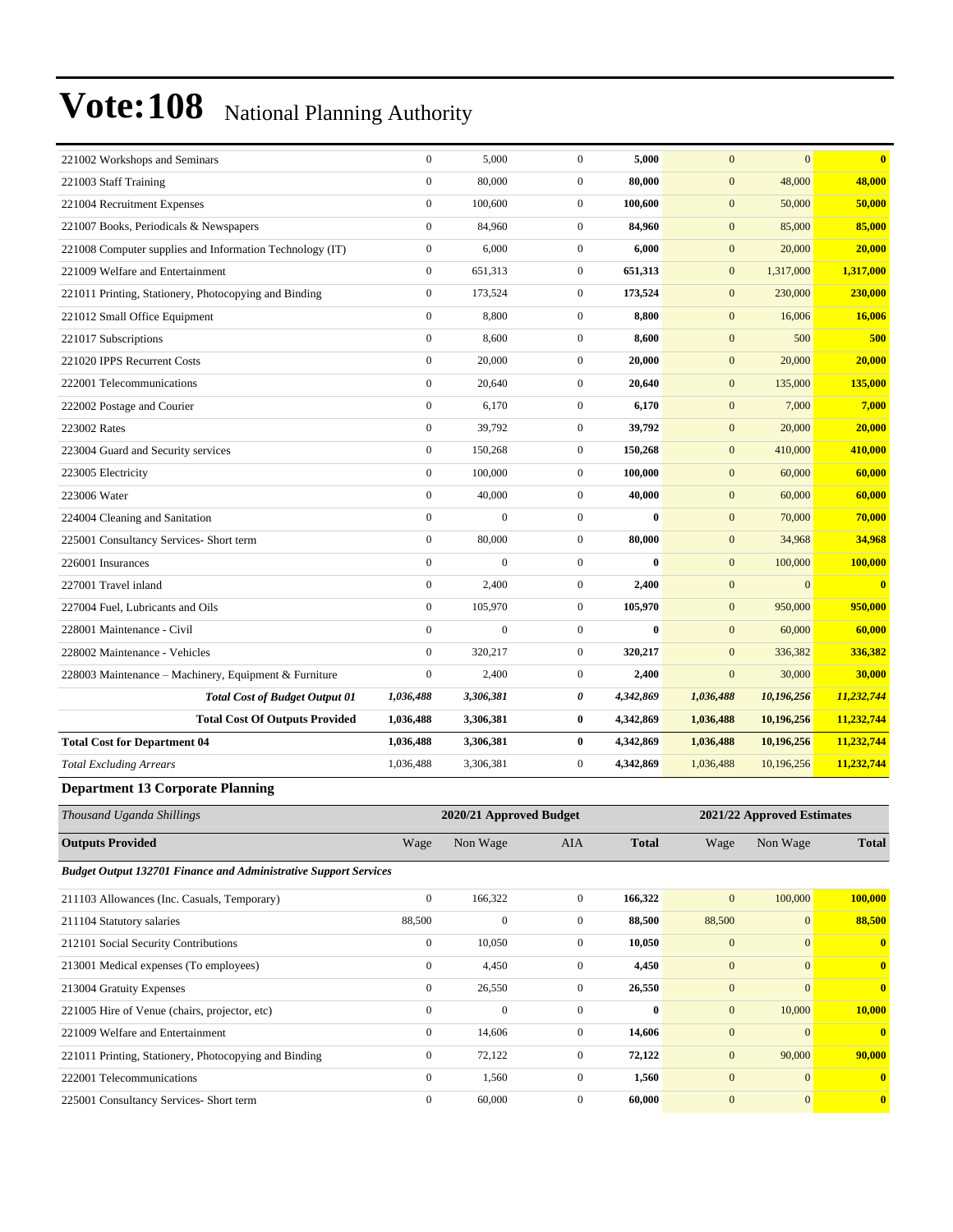| | | | | | | | |
|---|---|---|---|---|---|---|---|
| 221002 Workshops and Seminars | 0 | 5,000 | 0 | **5,000** | 0 | 0 | **0** |
| 221003 Staff Training | 0 | 80,000 | 0 | **80,000** | 0 | 48,000 | **48,000** |
| 221004 Recruitment Expenses | 0 | 100,600 | 0 | **100,600** | 0 | 50,000 | **50,000** |
| 221007 Books, Periodicals & Newspapers | 0 | 84,960 | 0 | **84,960** | 0 | 85,000 | **85,000** |
| 221008 Computer supplies and Information Technology (IT) | 0 | 6,000 | 0 | **6,000** | 0 | 20,000 | **20,000** |
| 221009 Welfare and Entertainment | 0 | 651,313 | 0 | **651,313** | 0 | 1,317,000 | **1,317,000** |
| 221011 Printing, Stationery, Photocopying and Binding | 0 | 173,524 | 0 | **173,524** | 0 | 230,000 | **230,000** |
| 221012 Small Office Equipment | 0 | 8,800 | 0 | **8,800** | 0 | 16,006 | **16,006** |
| 221017 Subscriptions | 0 | 8,600 | 0 | **8,600** | 0 | 500 | **500** |
| 221020 IPPS Recurrent Costs | 0 | 20,000 | 0 | **20,000** | 0 | 20,000 | **20,000** |
| 222001 Telecommunications | 0 | 20,640 | 0 | **20,640** | 0 | 135,000 | **135,000** |
| 222002 Postage and Courier | 0 | 6,170 | 0 | **6,170** | 0 | 7,000 | **7,000** |
| 223002 Rates | 0 | 39,792 | 0 | **39,792** | 0 | 20,000 | **20,000** |
| 223004 Guard and Security services | 0 | 150,268 | 0 | **150,268** | 0 | 410,000 | **410,000** |
| 223005 Electricity | 0 | 100,000 | 0 | **100,000** | 0 | 60,000 | **60,000** |
| 223006 Water | 0 | 40,000 | 0 | **40,000** | 0 | 60,000 | **60,000** |
| 224004 Cleaning and Sanitation | 0 | 0 | 0 | **0** | 0 | 70,000 | **70,000** |
| 225001 Consultancy Services- Short term | 0 | 80,000 | 0 | **80,000** | 0 | 34,968 | **34,968** |
| 226001 Insurances | 0 | 0 | 0 | **0** | 0 | 100,000 | **100,000** |
| 227001 Travel inland | 0 | 2,400 | 0 | **2,400** | 0 | 0 | **0** |
| 227004 Fuel, Lubricants and Oils | 0 | 105,970 | 0 | **105,970** | 0 | 950,000 | **950,000** |
| 228001 Maintenance - Civil | 0 | 0 | 0 | **0** | 0 | 60,000 | **60,000** |
| 228002 Maintenance - Vehicles | 0 | 320,217 | 0 | **320,217** | 0 | 336,382 | **336,382** |
| 228003 Maintenance – Machinery, Equipment & Furniture | 0 | 2,400 | 0 | **2,400** | 0 | 30,000 | **30,000** |
| ***Total Cost of Budget Output 01*** | ***1,036,488*** | ***3,306,381*** | ***0*** | ***4,342,869*** | ***1,036,488*** | ***10,196,256*** | ***11,232,744*** |
| **Total Cost Of Outputs Provided** | **1,036,488** | **3,306,381** | **0** | **4,342,869** | **1,036,488** | **10,196,256** | **11,232,744** |
| **Total Cost for Department 04** | **1,036,488** | **3,306,381** | **0** | **4,342,869** | **1,036,488** | **10,196,256** | **11,232,744** |
| *Total Excluding Arrears* | 1,036,488 | 3,306,381 | 0 | **4,342,869** | 1,036,488 | 10,196,256 | **11,232,744** |

### Department 13 Corporate Planning

| *Thousand Uganda Shillings* | 2020/21 Approved Budget | | | | 2021/22 Approved Estimates | | |
|---|---|---|---|---|---|---|---|
| **Outputs Provided** | Wage | Non Wage | AIA | **Total** | Wage | Non Wage | **Total** |
| ***Budget Output 132701 Finance and Administrative Support Services*** | | | | | | | |
| 211103 Allowances (Inc. Casuals, Temporary) | 0 | 166,322 | 0 | **166,322** | 0 | 100,000 | **100,000** |
| 211104 Statutory salaries | 88,500 | 0 | 0 | **88,500** | 88,500 | 0 | **88,500** |
| 212101 Social Security Contributions | 0 | 10,050 | 0 | **10,050** | 0 | 0 | **0** |
| 213001 Medical expenses (To employees) | 0 | 4,450 | 0 | **4,450** | 0 | 0 | **0** |
| 213004 Gratuity Expenses | 0 | 26,550 | 0 | **26,550** | 0 | 0 | **0** |
| 221005 Hire of Venue (chairs, projector, etc) | 0 | 0 | 0 | **0** | 0 | 10,000 | **10,000** |
| 221009 Welfare and Entertainment | 0 | 14,606 | 0 | **14,606** | 0 | 0 | **0** |
| 221011 Printing, Stationery, Photocopying and Binding | 0 | 72,122 | 0 | **72,122** | 0 | 90,000 | **90,000** |
| 222001 Telecommunications | 0 | 1,560 | 0 | **1,560** | 0 | 0 | **0** |
| 225001 Consultancy Services- Short term | 0 | 60,000 | 0 | **60,000** | 0 | 0 | **0** |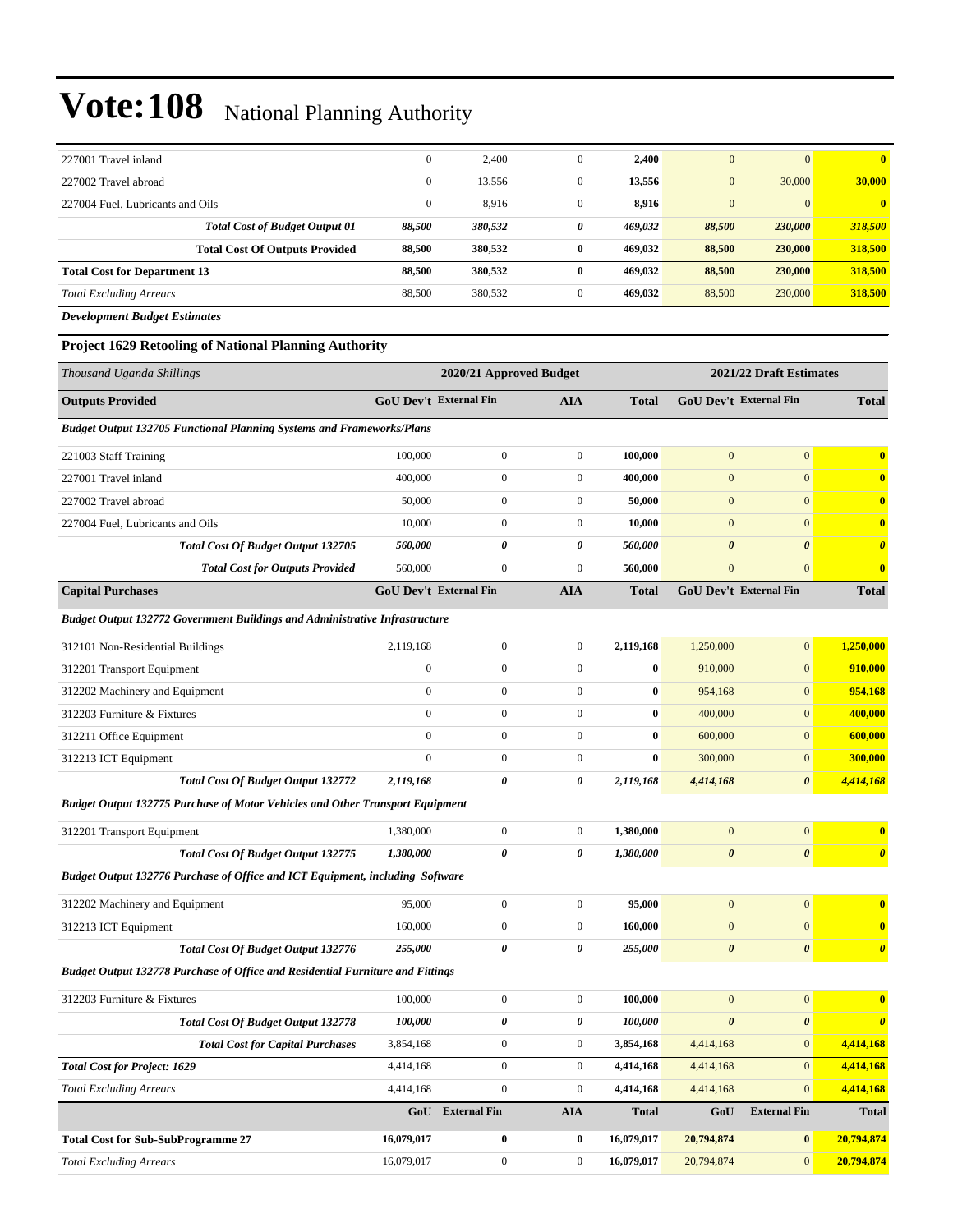# Vote:108 National Planning Authority

| | | | | | | | |
|---|---|---|---|---|---|---|---|
| 227001 Travel inland | 0 | 2,400 | 0 | **2,400** | 0 | 0 | **0** |
| 227002 Travel abroad | 0 | 13,556 | 0 | **13,556** | 0 | 30,000 | **30,000** |
| 227004 Fuel, Lubricants and Oils | 0 | 8,916 | 0 | **8,916** | 0 | 0 | **0** |
| ***Total Cost of Budget Output 01*** | ***88,500*** | ***380,532*** | ***0*** | ***469,032*** | ***88,500*** | ***230,000*** | ***318,500*** |
| **Total Cost Of Outputs Provided** | **88,500** | **380,532** | **0** | **469,032** | **88,500** | **230,000** | **318,500** |
| **Total Cost for Department 13** | **88,500** | **380,532** | **0** | **469,032** | **88,500** | **230,000** | **318,500** |
| *Total Excluding Arrears* | 88,500 | 380,532 | 0 | **469,032** | 88,500 | 230,000 | **318,500** |

***Development Budget Estimates***

**Project 1629 Retooling of National Planning Authority**

| *Thousand Uganda Shillings* | 2020/21 Approved Budget | | | | 2021/22 Draft Estimates | | |
|---|---|---|---|---|---|---|---|
| **Outputs Provided** | **GoU Dev't** | **External Fin** | **AIA** | **Total** | **GoU Dev't** | **External Fin** | **Total** |
| ***Budget Output 132705 Functional Planning Systems and Frameworks/Plans*** | | | | | | | |
| 221003 Staff Training | 100,000 | 0 | 0 | **100,000** | 0 | 0 | **0** |
| 227001 Travel inland | 400,000 | 0 | 0 | **400,000** | 0 | 0 | **0** |
| 227002 Travel abroad | 50,000 | 0 | 0 | **50,000** | 0 | 0 | **0** |
| 227004 Fuel, Lubricants and Oils | 10,000 | 0 | 0 | **10,000** | 0 | 0 | **0** |
| ***Total Cost Of Budget Output 132705*** | ***560,000*** | ***0*** | ***0*** | ***560,000*** | ***0*** | ***0*** | ***0*** |
| ***Total Cost for Outputs Provided*** | 560,000 | 0 | 0 | **560,000** | 0 | 0 | **0** |
| **Capital Purchases** | **GoU Dev't** | **External Fin** | **AIA** | **Total** | **GoU Dev't** | **External Fin** | **Total** |
| ***Budget Output 132772 Government Buildings and Administrative Infrastructure*** | | | | | | | |
| 312101 Non-Residential Buildings | 2,119,168 | 0 | 0 | **2,119,168** | 1,250,000 | 0 | **1,250,000** |
| 312201 Transport Equipment | 0 | 0 | 0 | **0** | 910,000 | 0 | **910,000** |
| 312202 Machinery and Equipment | 0 | 0 | 0 | **0** | 954,168 | 0 | **954,168** |
| 312203 Furniture & Fixtures | 0 | 0 | 0 | **0** | 400,000 | 0 | **400,000** |
| 312211 Office Equipment | 0 | 0 | 0 | **0** | 600,000 | 0 | **600,000** |
| 312213 ICT Equipment | 0 | 0 | 0 | **0** | 300,000 | 0 | **300,000** |
| ***Total Cost Of Budget Output 132772*** | ***2,119,168*** | ***0*** | ***0*** | ***2,119,168*** | ***4,414,168*** | ***0*** | ***4,414,168*** |
| ***Budget Output 132775 Purchase of Motor Vehicles and Other Transport Equipment*** | | | | | | | |
| 312201 Transport Equipment | 1,380,000 | 0 | 0 | **1,380,000** | 0 | 0 | **0** |
| ***Total Cost Of Budget Output 132775*** | ***1,380,000*** | ***0*** | ***0*** | ***1,380,000*** | ***0*** | ***0*** | ***0*** |
| ***Budget Output 132776 Purchase of Office and ICT Equipment, including Software*** | | | | | | | |
| 312202 Machinery and Equipment | 95,000 | 0 | 0 | **95,000** | 0 | 0 | **0** |
| 312213 ICT Equipment | 160,000 | 0 | 0 | **160,000** | 0 | 0 | **0** |
| ***Total Cost Of Budget Output 132776*** | ***255,000*** | ***0*** | ***0*** | ***255,000*** | ***0*** | ***0*** | ***0*** |
| ***Budget Output 132778 Purchase of Office and Residential Furniture and Fittings*** | | | | | | | |
| 312203 Furniture & Fixtures | 100,000 | 0 | 0 | **100,000** | 0 | 0 | **0** |
| ***Total Cost Of Budget Output 132778*** | ***100,000*** | ***0*** | ***0*** | ***100,000*** | ***0*** | ***0*** | ***0*** |
| ***Total Cost for Capital Purchases*** | 3,854,168 | 0 | 0 | **3,854,168** | 4,414,168 | 0 | **4,414,168** |
| ***Total Cost for Project: 1629*** | 4,414,168 | 0 | 0 | **4,414,168** | 4,414,168 | 0 | **4,414,168** |
| *Total Excluding Arrears* | 4,414,168 | 0 | 0 | **4,414,168** | 4,414,168 | 0 | **4,414,168** |
| | **GoU** | **External Fin** | **AIA** | **Total** | **GoU** | **External Fin** | **Total** |
| **Total Cost for Sub-SubProgramme 27** | **16,079,017** | **0** | **0** | **16,079,017** | **20,794,874** | **0** | **20,794,874** |
| *Total Excluding Arrears* | 16,079,017 | 0 | 0 | **16,079,017** | 20,794,874 | 0 | **20,794,874** |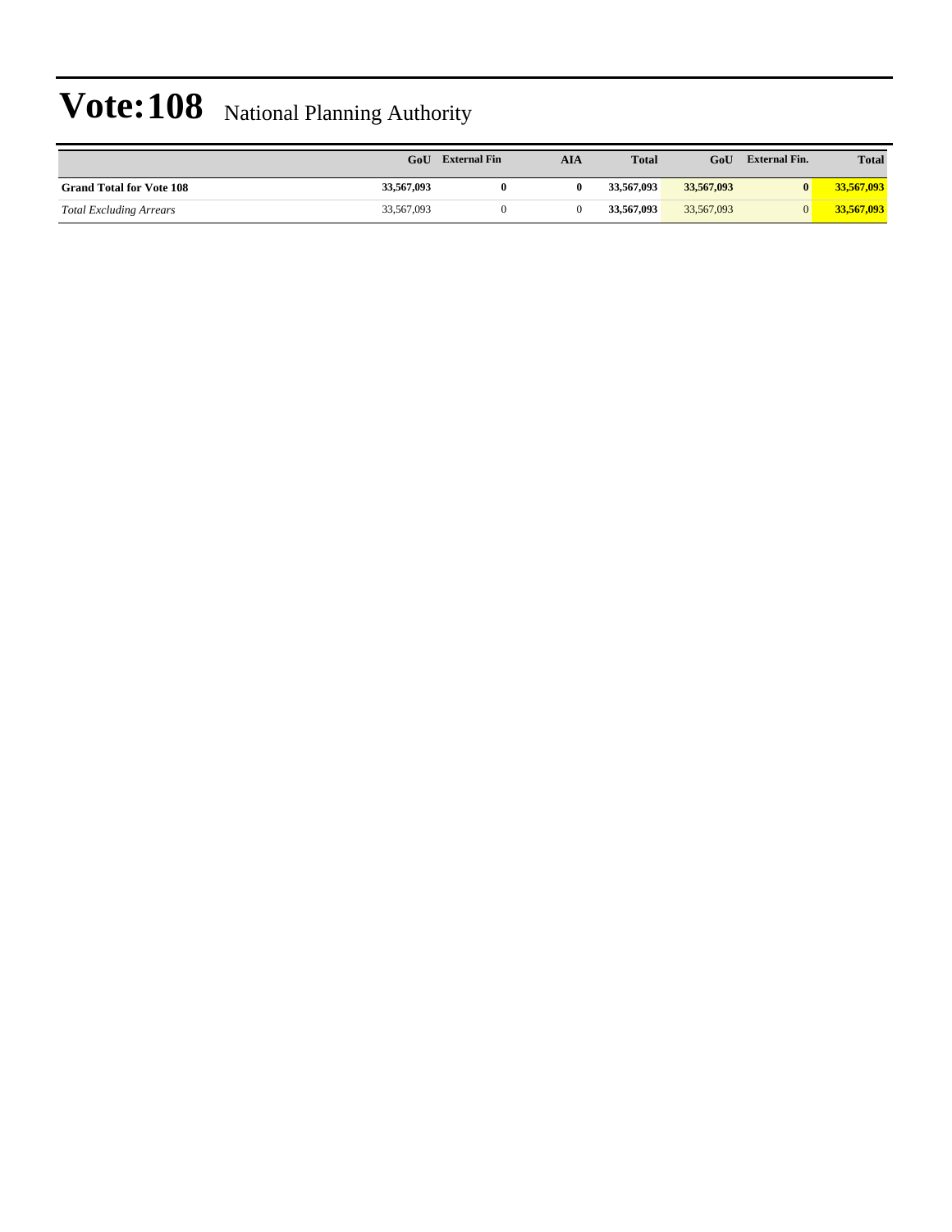# Vote:108 National Planning Authority

| | GoU | External Fin | AIA | Total | GoU | External Fin. | Total |
|---|---|---|---|---|---|---|---|
| **Grand Total for Vote 108** | **33,567,093** | **0** | **0** | **33,567,093** | **33,567,093** | **0** | **33,567,093** |
| *Total Excluding Arrears* | 33,567,093 | 0 | 0 | **33,567,093** | 33,567,093 | 0 | **33,567,093** |